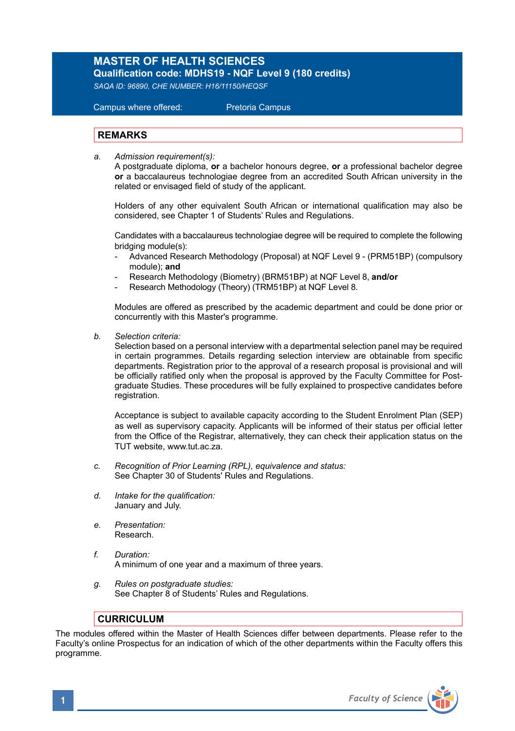# MASTER OF HEALTH SCIENCES

**Qualification code: MDHS19 - NQF Level 9 (180 credits)**

*SAQA ID: 96890, CHE NUMBER: H16/11150/HEQSF*

Campus where offered: Pretoria Campus

## REMARKS

a. *Admission requirement(s):*
A postgraduate diploma, **or** a bachelor honours degree, **or** a professional bachelor degree **or** a baccalaureus technologiae degree from an accredited South African university in the related or envisaged field of study of the applicant.

Holders of any other equivalent South African or international qualification may also be considered, see Chapter 1 of Students' Rules and Regulations.

Candidates with a baccalaureus technologiae degree will be required to complete the following bridging module(s):
- Advanced Research Methodology (Proposal) at NQF Level 9 - (PRM51BP) (compulsory module); **and**
- Research Methodology (Biometry) (BRM51BP) at NQF Level 8, **and/or**
- Research Methodology (Theory) (TRM51BP) at NQF Level 8.

Modules are offered as prescribed by the academic department and could be done prior or concurrently with this Master's programme.

b. *Selection criteria:*
Selection based on a personal interview with a departmental selection panel may be required in certain programmes. Details regarding selection interview are obtainable from specific departments. Registration prior to the approval of a research proposal is provisional and will be officially ratified only when the proposal is approved by the Faculty Committee for Post-graduate Studies. These procedures will be fully explained to prospective candidates before registration.

Acceptance is subject to available capacity according to the Student Enrolment Plan (SEP) as well as supervisory capacity. Applicants will be informed of their status per official letter from the Office of the Registrar, alternatively, they can check their application status on the TUT website, www.tut.ac.za.

c. *Recognition of Prior Learning (RPL), equivalence and status:*
See Chapter 30 of Students' Rules and Regulations.

d. *Intake for the qualification:*
January and July.

e. *Presentation:*
Research.

f. *Duration:*
A minimum of one year and a maximum of three years.

g. *Rules on postgraduate studies:*
See Chapter 8 of Students' Rules and Regulations.

## CURRICULUM

The modules offered within the Master of Health Sciences differ between departments. Please refer to the Faculty's online Prospectus for an indication of which of the other departments within the Faculty offers this programme.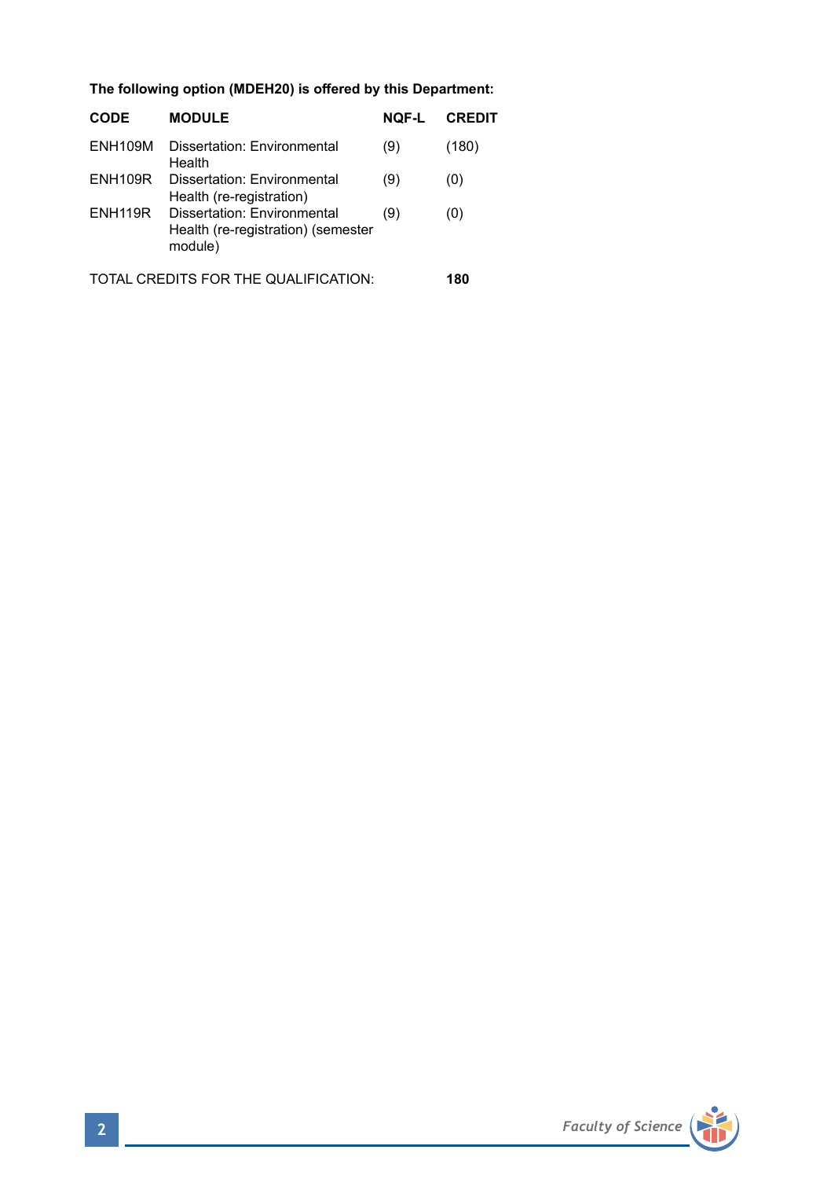**The following option (MDEH20) is offered by this Department:**

| CODE | MODULE | NQF-L | CREDIT |
|---|---|---|---|
| ENH109M | Dissertation: Environmental Health | (9) | (180) |
| ENH109R | Dissertation: Environmental Health (re-registration) | (9) | (0) |
| ENH119R | Dissertation: Environmental Health (re-registration) (semester module) | (9) | (0) |

TOTAL CREDITS FOR THE QUALIFICATION: **180**